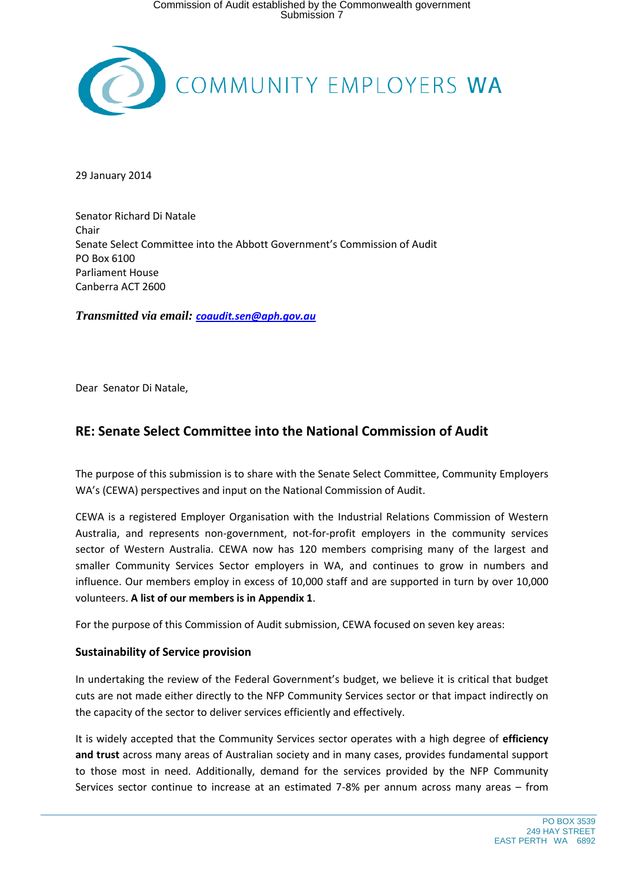COMMUNITY EMPLOYERS WA

29 January 2014

Senator Richard Di Natale
Chair
Senate Select Committee into the Abbott Government's Commission of Audit
PO Box 6100
Parliament House
Canberra ACT 2600

***Transmitted via email:*** ***coaudit.sen@aph.gov.au***

Dear Senator Di Natale,

## RE: Senate Select Committee into the National Commission of Audit

The purpose of this submission is to share with the Senate Select Committee, Community Employers WA's (CEWA) perspectives and input on the National Commission of Audit.

CEWA is a registered Employer Organisation with the Industrial Relations Commission of Western Australia, and represents non-government, not-for-profit employers in the community services sector of Western Australia. CEWA now has 120 members comprising many of the largest and smaller Community Services Sector employers in WA, and continues to grow in numbers and influence. Our members employ in excess of 10,000 staff and are supported in turn by over 10,000 volunteers. **A list of our members is in Appendix 1**.

For the purpose of this Commission of Audit submission, CEWA focused on seven key areas:

### Sustainability of Service provision

In undertaking the review of the Federal Government's budget, we believe it is critical that budget cuts are not made either directly to the NFP Community Services sector or that impact indirectly on the capacity of the sector to deliver services efficiently and effectively.

It is widely accepted that the Community Services sector operates with a high degree of **efficiency and trust** across many areas of Australian society and in many cases, provides fundamental support to those most in need. Additionally, demand for the services provided by the NFP Community Services sector continue to increase at an estimated 7-8% per annum across many areas – from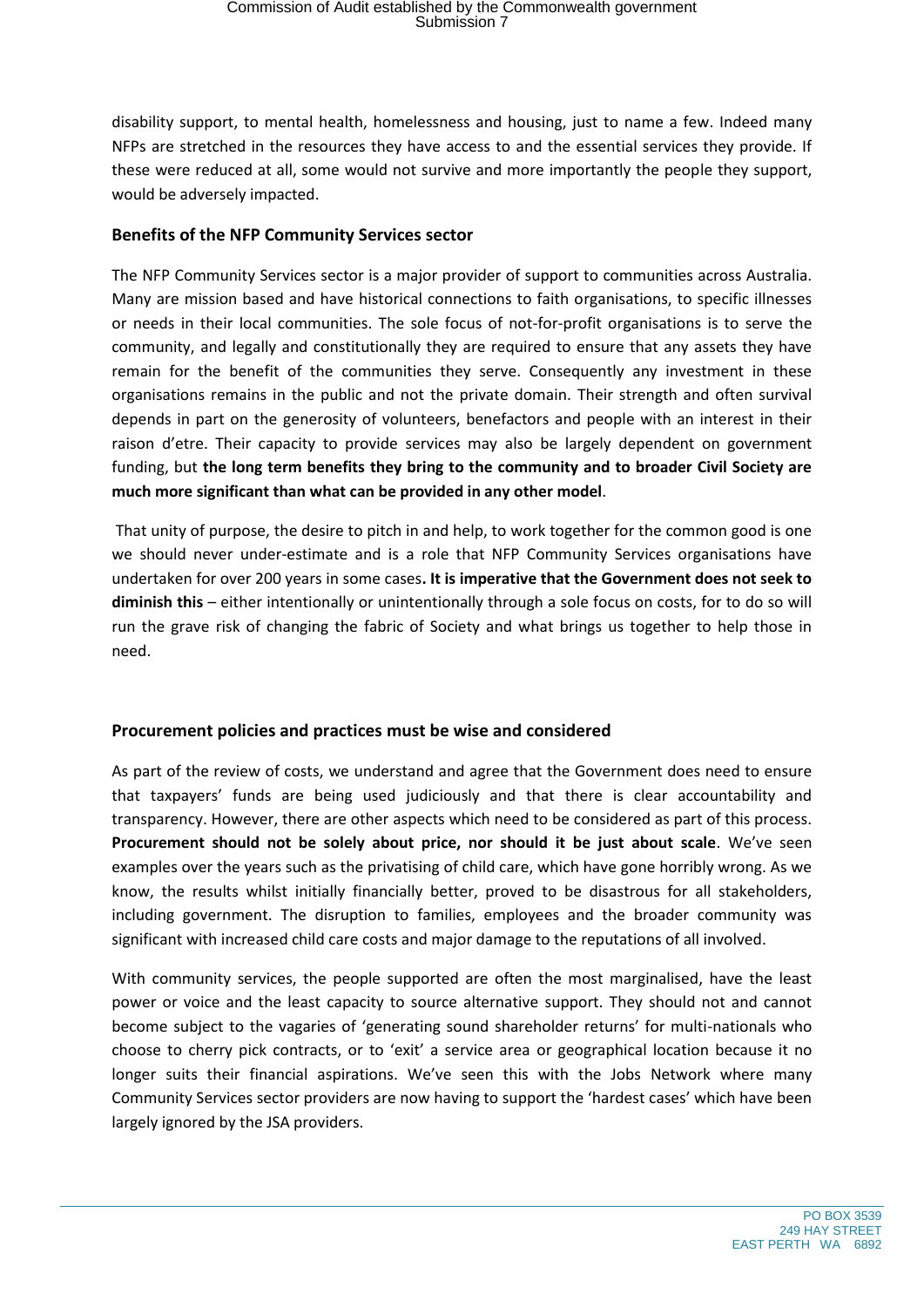disability support, to mental health, homelessness and housing, just to name a few. Indeed many NFPs are stretched in the resources they have access to and the essential services they provide. If these were reduced at all, some would not survive and more importantly the people they support, would be adversely impacted.

## Benefits of the NFP Community Services sector

The NFP Community Services sector is a major provider of support to communities across Australia. Many are mission based and have historical connections to faith organisations, to specific illnesses or needs in their local communities. The sole focus of not-for-profit organisations is to serve the community, and legally and constitutionally they are required to ensure that any assets they have remain for the benefit of the communities they serve. Consequently any investment in these organisations remains in the public and not the private domain. Their strength and often survival depends in part on the generosity of volunteers, benefactors and people with an interest in their raison d'etre. Their capacity to provide services may also be largely dependent on government funding, but **the long term benefits they bring to the community and to broader Civil Society are much more significant than what can be provided in any other model**.

That unity of purpose, the desire to pitch in and help, to work together for the common good is one we should never under-estimate and is a role that NFP Community Services organisations have undertaken for over 200 years in some cases**. It is imperative that the Government does not seek to diminish this** – either intentionally or unintentionally through a sole focus on costs, for to do so will run the grave risk of changing the fabric of Society and what brings us together to help those in need.

## Procurement policies and practices must be wise and considered

As part of the review of costs, we understand and agree that the Government does need to ensure that taxpayers' funds are being used judiciously and that there is clear accountability and transparency. However, there are other aspects which need to be considered as part of this process. **Procurement should not be solely about price, nor should it be just about scale**. We've seen examples over the years such as the privatising of child care, which have gone horribly wrong. As we know, the results whilst initially financially better, proved to be disastrous for all stakeholders, including government. The disruption to families, employees and the broader community was significant with increased child care costs and major damage to the reputations of all involved.

With community services, the people supported are often the most marginalised, have the least power or voice and the least capacity to source alternative support. They should not and cannot become subject to the vagaries of 'generating sound shareholder returns' for multi-nationals who choose to cherry pick contracts, or to 'exit' a service area or geographical location because it no longer suits their financial aspirations. We've seen this with the Jobs Network where many Community Services sector providers are now having to support the 'hardest cases' which have been largely ignored by the JSA providers.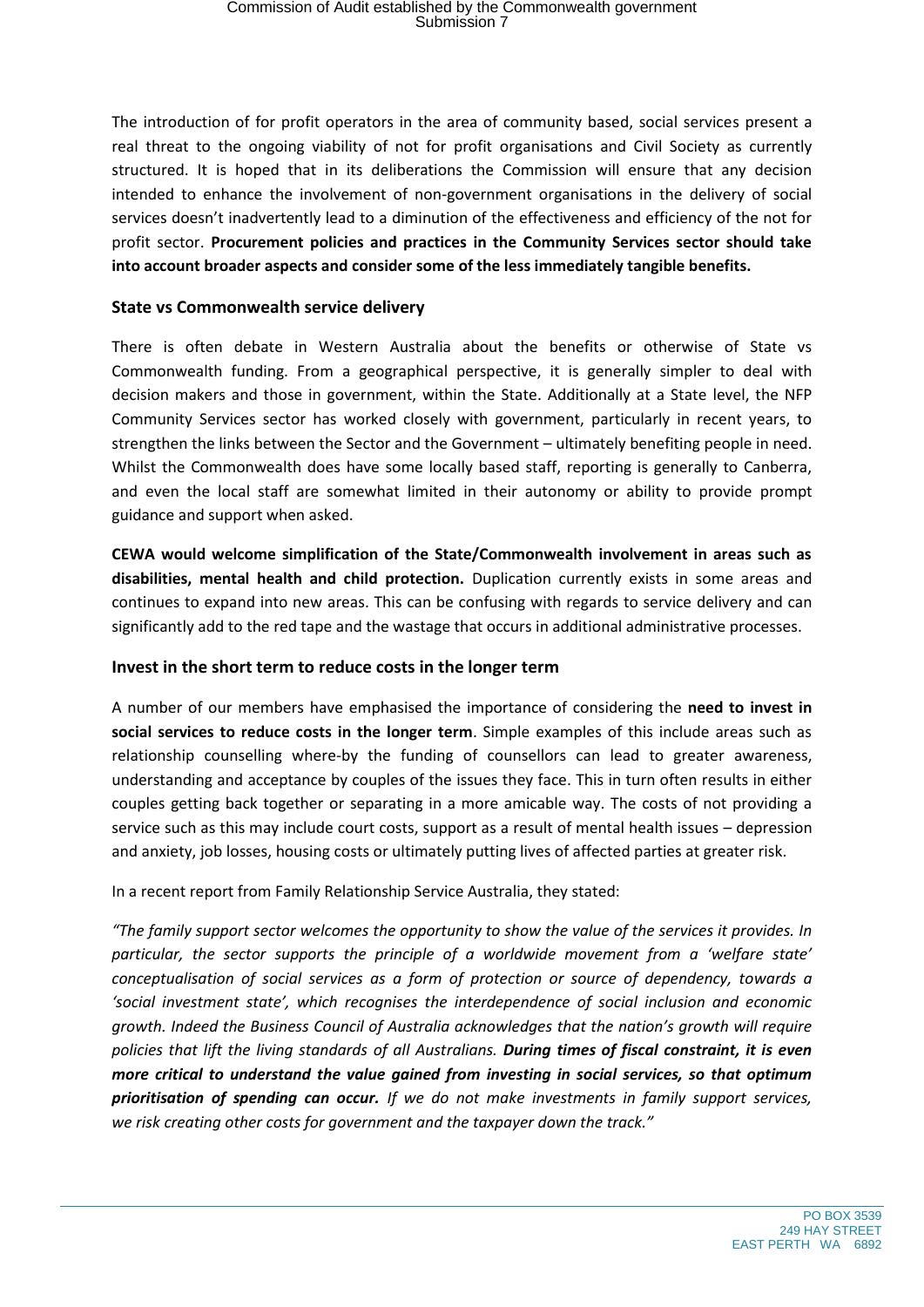The introduction of for profit operators in the area of community based, social services present a real threat to the ongoing viability of not for profit organisations and Civil Society as currently structured. It is hoped that in its deliberations the Commission will ensure that any decision intended to enhance the involvement of non-government organisations in the delivery of social services doesn't inadvertently lead to a diminution of the effectiveness and efficiency of the not for profit sector. **Procurement policies and practices in the Community Services sector should take into account broader aspects and consider some of the less immediately tangible benefits.**

### State vs Commonwealth service delivery

There is often debate in Western Australia about the benefits or otherwise of State vs Commonwealth funding. From a geographical perspective, it is generally simpler to deal with decision makers and those in government, within the State. Additionally at a State level, the NFP Community Services sector has worked closely with government, particularly in recent years, to strengthen the links between the Sector and the Government – ultimately benefiting people in need. Whilst the Commonwealth does have some locally based staff, reporting is generally to Canberra, and even the local staff are somewhat limited in their autonomy or ability to provide prompt guidance and support when asked.

**CEWA would welcome simplification of the State/Commonwealth involvement in areas such as disabilities, mental health and child protection.** Duplication currently exists in some areas and continues to expand into new areas. This can be confusing with regards to service delivery and can significantly add to the red tape and the wastage that occurs in additional administrative processes.

### Invest in the short term to reduce costs in the longer term

A number of our members have emphasised the importance of considering the **need to invest in social services to reduce costs in the longer term**. Simple examples of this include areas such as relationship counselling where-by the funding of counsellors can lead to greater awareness, understanding and acceptance by couples of the issues they face. This in turn often results in either couples getting back together or separating in a more amicable way. The costs of not providing a service such as this may include court costs, support as a result of mental health issues – depression and anxiety, job losses, housing costs or ultimately putting lives of affected parties at greater risk.

In a recent report from Family Relationship Service Australia, they stated:

*"The family support sector welcomes the opportunity to show the value of the services it provides. In particular, the sector supports the principle of a worldwide movement from a 'welfare state' conceptualisation of social services as a form of protection or source of dependency, towards a 'social investment state', which recognises the interdependence of social inclusion and economic growth. Indeed the Business Council of Australia acknowledges that the nation's growth will require policies that lift the living standards of all Australians.* ***During times of fiscal constraint, it is even more critical to understand the value gained from investing in social services, so that optimum prioritisation of spending can occur.*** *If we do not make investments in family support services, we risk creating other costs for government and the taxpayer down the track."*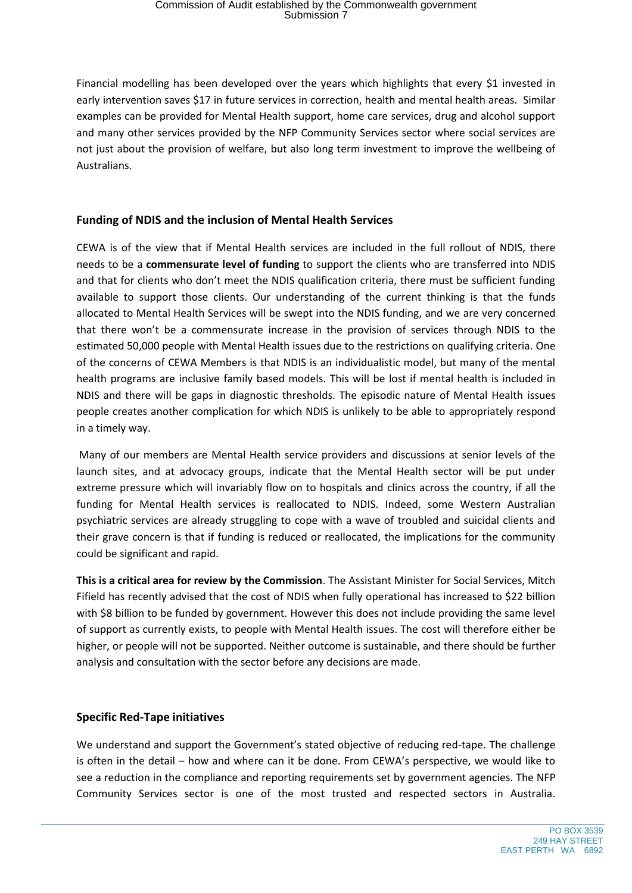Financial modelling has been developed over the years which highlights that every $1 invested in early intervention saves $17 in future services in correction, health and mental health areas. Similar examples can be provided for Mental Health support, home care services, drug and alcohol support and many other services provided by the NFP Community Services sector where social services are not just about the provision of welfare, but also long term investment to improve the wellbeing of Australians.

## Funding of NDIS and the inclusion of Mental Health Services

CEWA is of the view that if Mental Health services are included in the full rollout of NDIS, there needs to be a **commensurate level of funding** to support the clients who are transferred into NDIS and that for clients who don't meet the NDIS qualification criteria, there must be sufficient funding available to support those clients. Our understanding of the current thinking is that the funds allocated to Mental Health Services will be swept into the NDIS funding, and we are very concerned that there won't be a commensurate increase in the provision of services through NDIS to the estimated 50,000 people with Mental Health issues due to the restrictions on qualifying criteria. One of the concerns of CEWA Members is that NDIS is an individualistic model, but many of the mental health programs are inclusive family based models. This will be lost if mental health is included in NDIS and there will be gaps in diagnostic thresholds. The episodic nature of Mental Health issues people creates another complication for which NDIS is unlikely to be able to appropriately respond in a timely way.

Many of our members are Mental Health service providers and discussions at senior levels of the launch sites, and at advocacy groups, indicate that the Mental Health sector will be put under extreme pressure which will invariably flow on to hospitals and clinics across the country, if all the funding for Mental Health services is reallocated to NDIS. Indeed, some Western Australian psychiatric services are already struggling to cope with a wave of troubled and suicidal clients and their grave concern is that if funding is reduced or reallocated, the implications for the community could be significant and rapid.

**This is a critical area for review by the Commission**. The Assistant Minister for Social Services, Mitch Fifield has recently advised that the cost of NDIS when fully operational has increased to $22 billion with $8 billion to be funded by government. However this does not include providing the same level of support as currently exists, to people with Mental Health issues. The cost will therefore either be higher, or people will not be supported. Neither outcome is sustainable, and there should be further analysis and consultation with the sector before any decisions are made.

## Specific Red-Tape initiatives

We understand and support the Government's stated objective of reducing red-tape. The challenge is often in the detail – how and where can it be done. From CEWA's perspective, we would like to see a reduction in the compliance and reporting requirements set by government agencies. The NFP Community Services sector is one of the most trusted and respected sectors in Australia.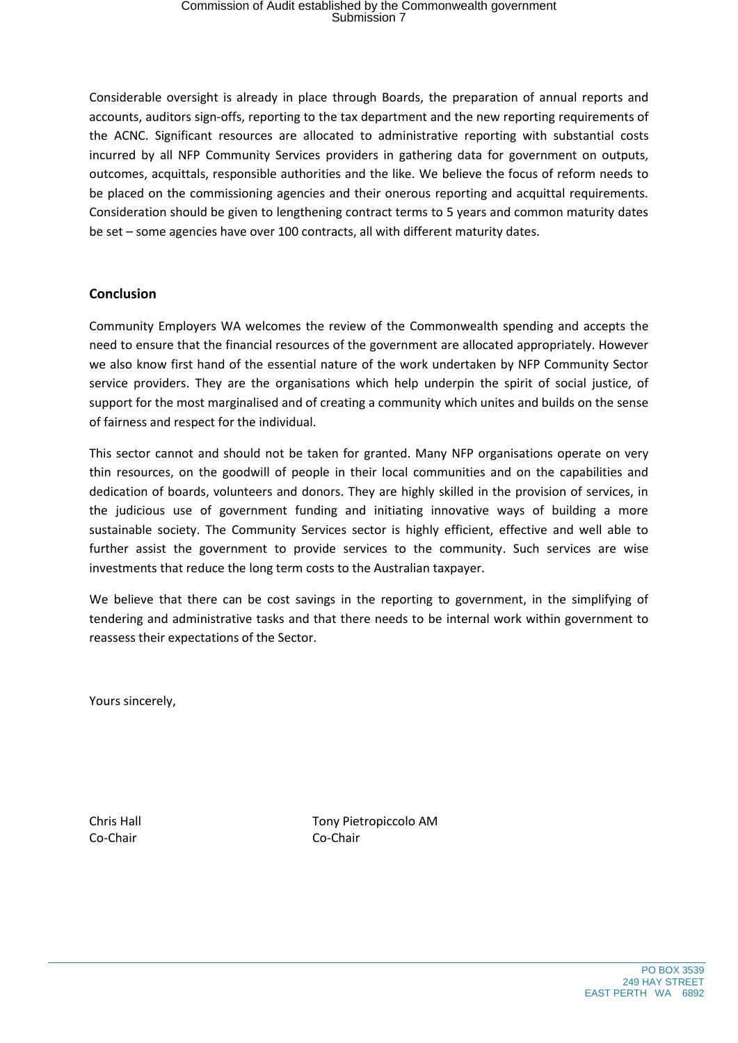Considerable oversight is already in place through Boards, the preparation of annual reports and accounts, auditors sign-offs, reporting to the tax department and the new reporting requirements of the ACNC. Significant resources are allocated to administrative reporting with substantial costs incurred by all NFP Community Services providers in gathering data for government on outputs, outcomes, acquittals, responsible authorities and the like. We believe the focus of reform needs to be placed on the commissioning agencies and their onerous reporting and acquittal requirements. Consideration should be given to lengthening contract terms to 5 years and common maturity dates be set – some agencies have over 100 contracts, all with different maturity dates.

## Conclusion

Community Employers WA welcomes the review of the Commonwealth spending and accepts the need to ensure that the financial resources of the government are allocated appropriately. However we also know first hand of the essential nature of the work undertaken by NFP Community Sector service providers. They are the organisations which help underpin the spirit of social justice, of support for the most marginalised and of creating a community which unites and builds on the sense of fairness and respect for the individual.

This sector cannot and should not be taken for granted. Many NFP organisations operate on very thin resources, on the goodwill of people in their local communities and on the capabilities and dedication of boards, volunteers and donors. They are highly skilled in the provision of services, in the judicious use of government funding and initiating innovative ways of building a more sustainable society. The Community Services sector is highly efficient, effective and well able to further assist the government to provide services to the community. Such services are wise investments that reduce the long term costs to the Australian taxpayer.

We believe that there can be cost savings in the reporting to government, in the simplifying of tendering and administrative tasks and that there needs to be internal work within government to reassess their expectations of the Sector.

Yours sincerely,

Chris Hall
Co-Chair

Tony Pietropiccolo AM
Co-Chair

PO BOX 3539
249 HAY STREET
EAST PERTH WA 6892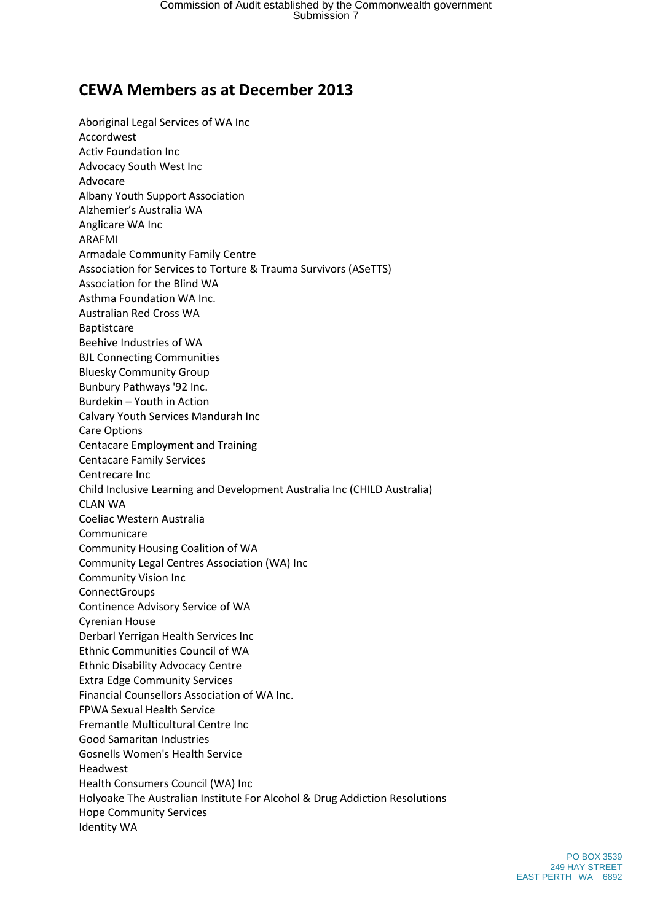## CEWA Members as at December 2013

Aboriginal Legal Services of WA Inc
Accordwest
Activ Foundation Inc
Advocacy South West Inc
Advocare
Albany Youth Support Association
Alzhemier's Australia WA
Anglicare WA Inc
ARAFMI
Armadale Community Family Centre
Association for Services to Torture & Trauma Survivors (ASeTTS)
Association for the Blind WA
Asthma Foundation WA Inc.
Australian Red Cross WA
Baptistcare
Beehive Industries of WA
BJL Connecting Communities
Bluesky Community Group
Bunbury Pathways '92 Inc.
Burdekin – Youth in Action
Calvary Youth Services Mandurah Inc
Care Options
Centacare Employment and Training
Centacare Family Services
Centrecare Inc
Child Inclusive Learning and Development Australia Inc (CHILD Australia)
CLAN WA
Coeliac Western Australia
Communicare
Community Housing Coalition of WA
Community Legal Centres Association (WA) Inc
Community Vision Inc
ConnectGroups
Continence Advisory Service of WA
Cyrenian House
Derbarl Yerrigan Health Services Inc
Ethnic Communities Council of WA
Ethnic Disability Advocacy Centre
Extra Edge Community Services
Financial Counsellors Association of WA Inc.
FPWA Sexual Health Service
Fremantle Multicultural Centre Inc
Good Samaritan Industries
Gosnells Women's Health Service
Headwest
Health Consumers Council (WA) Inc
Holyoake The Australian Institute For Alcohol & Drug Addiction Resolutions
Hope Community Services
Identity WA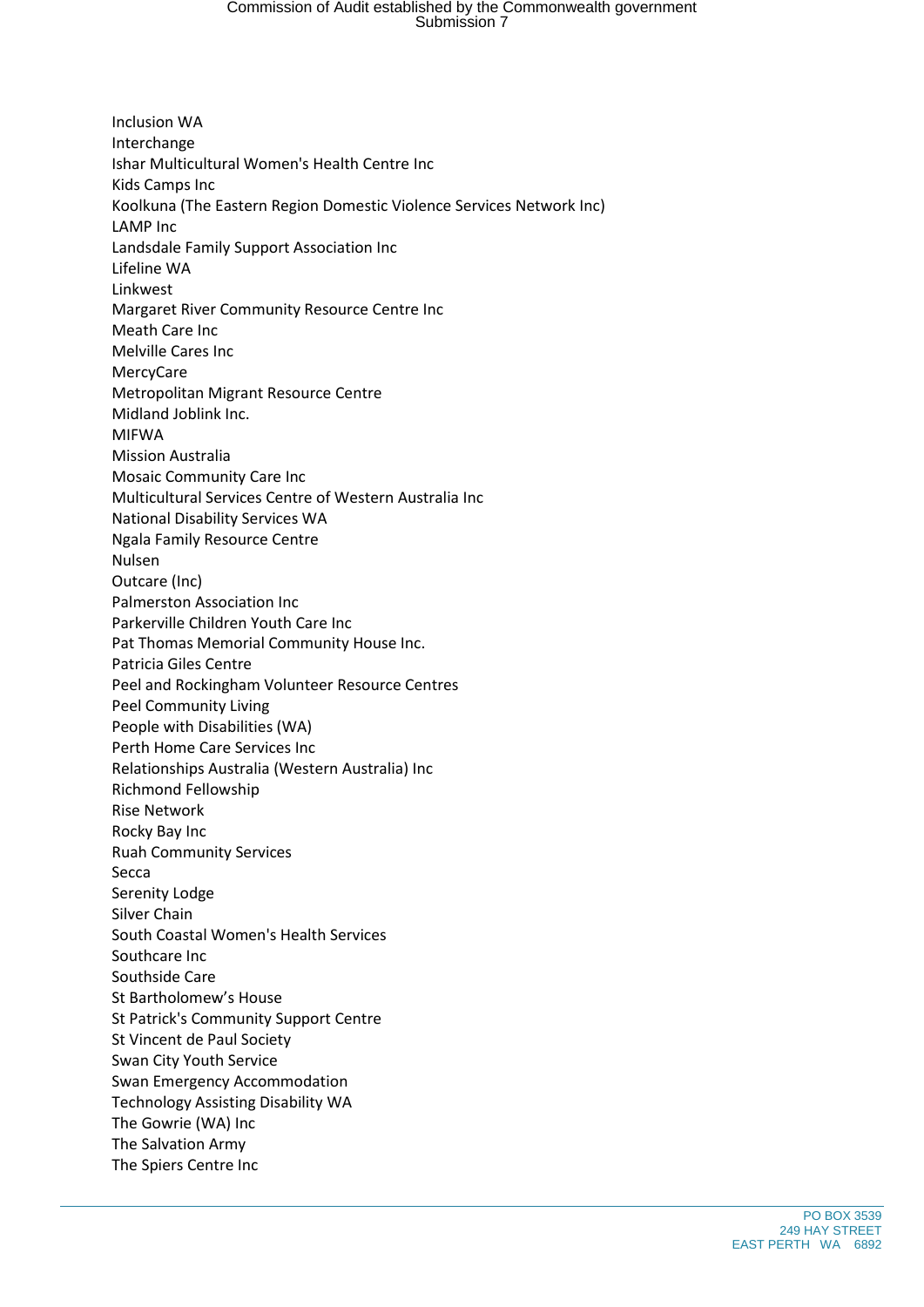Inclusion WA
Interchange
Ishar Multicultural Women's Health Centre Inc
Kids Camps Inc
Koolkuna (The Eastern Region Domestic Violence Services Network Inc)
LAMP Inc
Landsdale Family Support Association Inc
Lifeline WA
Linkwest
Margaret River Community Resource Centre Inc
Meath Care Inc
Melville Cares Inc
MercyCare
Metropolitan Migrant Resource Centre
Midland Joblink Inc.
MIFWA
Mission Australia
Mosaic Community Care Inc
Multicultural Services Centre of Western Australia Inc
National Disability Services WA
Ngala Family Resource Centre
Nulsen
Outcare (Inc)
Palmerston Association Inc
Parkerville Children Youth Care Inc
Pat Thomas Memorial Community House Inc.
Patricia Giles Centre
Peel and Rockingham Volunteer Resource Centres
Peel Community Living
People with Disabilities (WA)
Perth Home Care Services Inc
Relationships Australia (Western Australia) Inc
Richmond Fellowship
Rise Network
Rocky Bay Inc
Ruah Community Services
Secca
Serenity Lodge
Silver Chain
South Coastal Women's Health Services
Southcare Inc
Southside Care
St Bartholomew's House
St Patrick's Community Support Centre
St Vincent de Paul Society
Swan City Youth Service
Swan Emergency Accommodation
Technology Assisting Disability WA
The Gowrie (WA) Inc
The Salvation Army
The Spiers Centre Inc

PO BOX 3539
249 HAY STREET
EAST PERTH WA 6892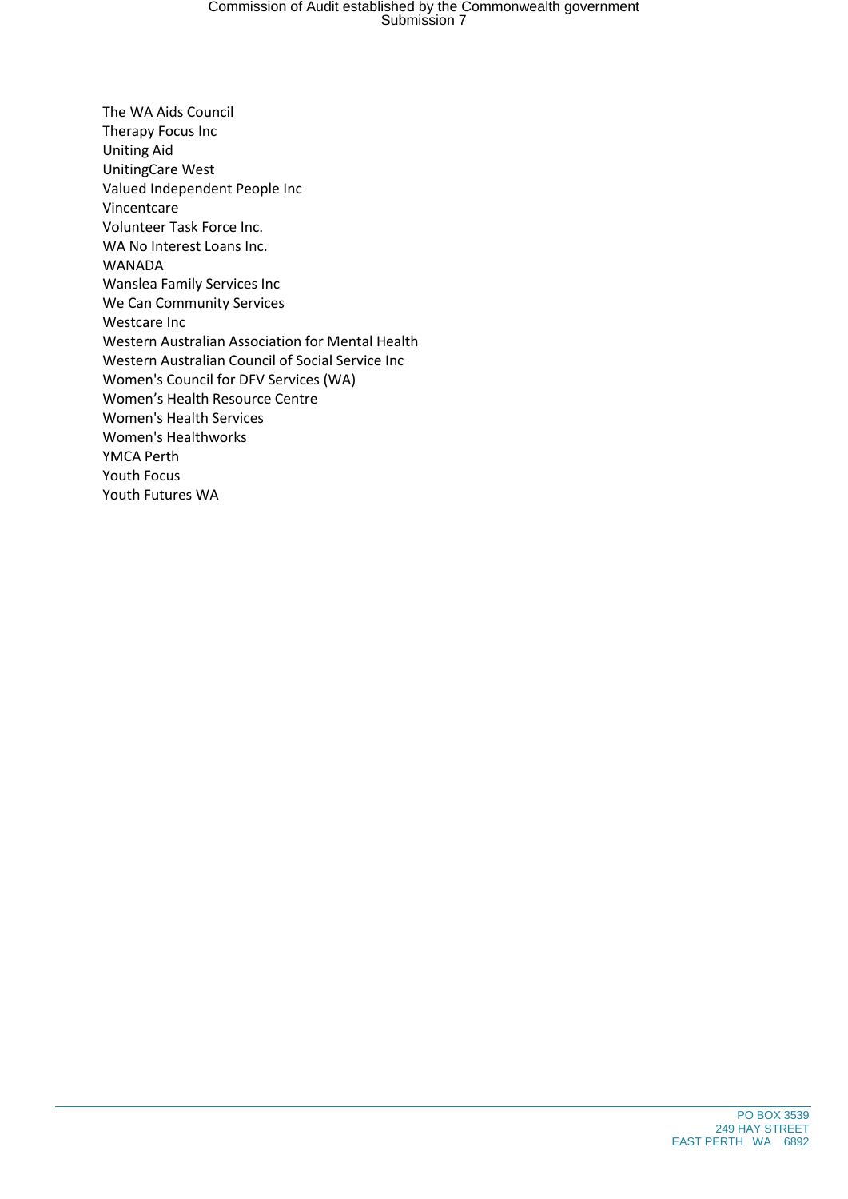The WA Aids Council
Therapy Focus Inc
Uniting Aid
UnitingCare West
Valued Independent People Inc
Vincentcare
Volunteer Task Force Inc.
WA No Interest Loans Inc.
WANADA
Wanslea Family Services Inc
We Can Community Services
Westcare Inc
Western Australian Association for Mental Health
Western Australian Council of Social Service Inc
Women's Council for DFV Services (WA)
Women’s Health Resource Centre
Women's Health Services
Women's Healthworks
YMCA Perth
Youth Focus
Youth Futures WA